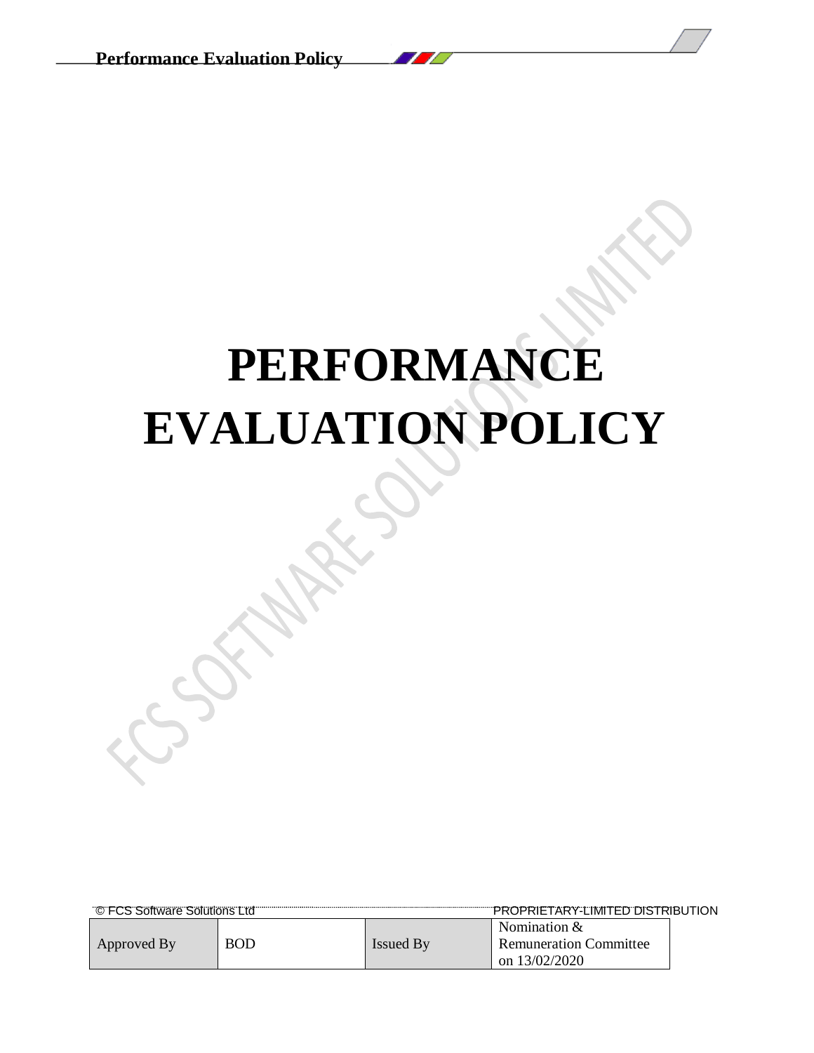# PERFORMANCE EVALUATION POLICY

© FCS Software Solutions Ltd PROPRIETARY-LIMITED DISTRIBUTION

| Approved By | BOD | Issued By | Nomination & Remuneration Committee on 13/02/2020 |
|---|---|---|---|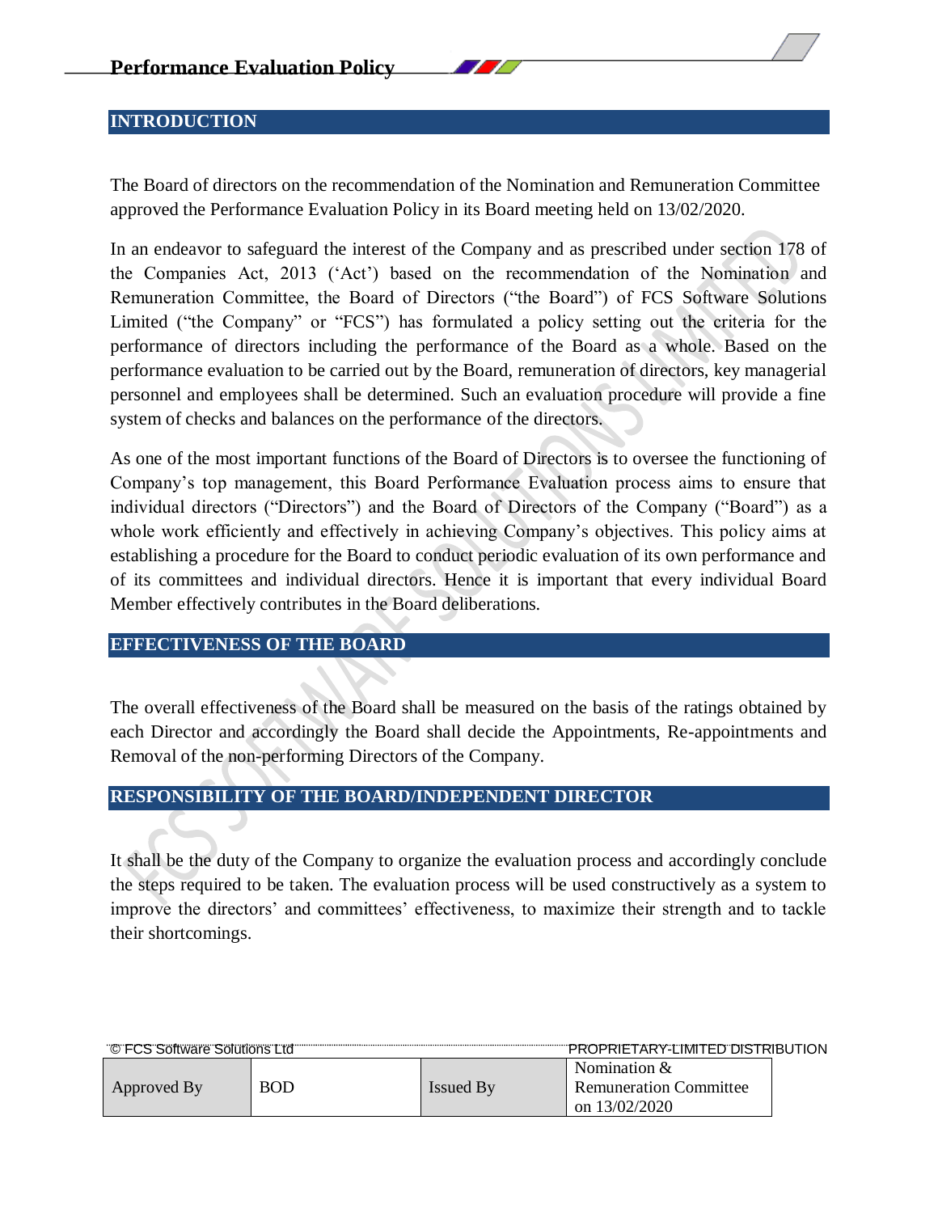## INTRODUCTION

The Board of directors on the recommendation of the Nomination and Remuneration Committee approved the Performance Evaluation Policy in its Board meeting held on 13/02/2020.

In an endeavor to safeguard the interest of the Company and as prescribed under section 178 of the Companies Act, 2013 ('Act') based on the recommendation of the Nomination and Remuneration Committee, the Board of Directors ("the Board") of FCS Software Solutions Limited ("the Company" or "FCS") has formulated a policy setting out the criteria for the performance of directors including the performance of the Board as a whole. Based on the performance evaluation to be carried out by the Board, remuneration of directors, key managerial personnel and employees shall be determined. Such an evaluation procedure will provide a fine system of checks and balances on the performance of the directors.

As one of the most important functions of the Board of Directors is to oversee the functioning of Company's top management, this Board Performance Evaluation process aims to ensure that individual directors ("Directors") and the Board of Directors of the Company ("Board") as a whole work efficiently and effectively in achieving Company's objectives. This policy aims at establishing a procedure for the Board to conduct periodic evaluation of its own performance and of its committees and individual directors. Hence it is important that every individual Board Member effectively contributes in the Board deliberations.

## EFFECTIVENESS OF THE BOARD

The overall effectiveness of the Board shall be measured on the basis of the ratings obtained by each Director and accordingly the Board shall decide the Appointments, Re-appointments and Removal of the non-performing Directors of the Company.

## RESPONSIBILITY OF THE BOARD/INDEPENDENT DIRECTOR

It shall be the duty of the Company to organize the evaluation process and accordingly conclude the steps required to be taken. The evaluation process will be used constructively as a system to improve the directors' and committees' effectiveness, to maximize their strength and to tackle their shortcomings.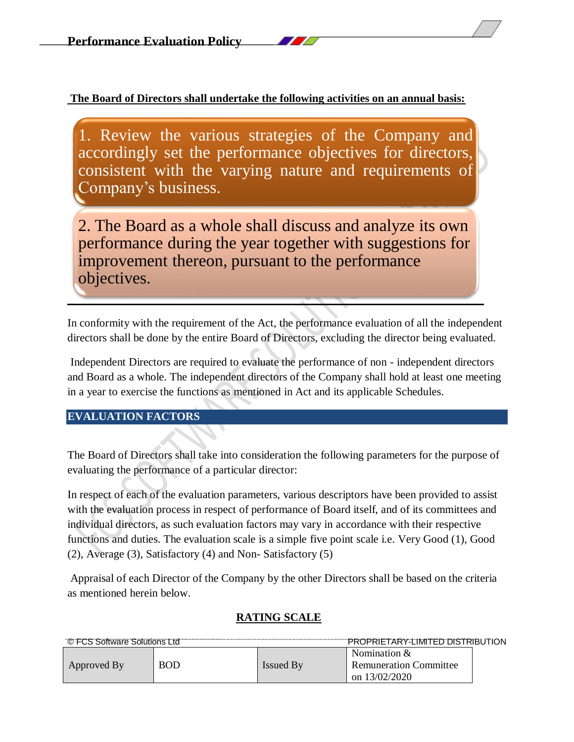**The Board of Directors shall undertake the following activities on an annual basis:**

1. Review the various strategies of the Company and accordingly set the performance objectives for directors, consistent with the varying nature and requirements of Company's business.

2. The Board as a whole shall discuss and analyze its own performance during the year together with suggestions for improvement thereon, pursuant to the performance objectives.

In conformity with the requirement of the Act, the performance evaluation of all the independent directors shall be done by the entire Board of Directors, excluding the director being evaluated.

Independent Directors are required to evaluate the performance of non - independent directors and Board as a whole. The independent directors of the Company shall hold at least one meeting in a year to exercise the functions as mentioned in Act and its applicable Schedules.

## EVALUATION FACTORS

The Board of Directors shall take into consideration the following parameters for the purpose of evaluating the performance of a particular director:

In respect of each of the evaluation parameters, various descriptors have been provided to assist with the evaluation process in respect of performance of Board itself, and of its committees and individual directors, as such evaluation factors may vary in accordance with their respective functions and duties. The evaluation scale is a simple five point scale i.e. Very Good (1), Good (2), Average (3), Satisfactory (4) and Non- Satisfactory (5)

Appraisal of each Director of the Company by the other Directors shall be based on the criteria as mentioned herein below.

**RATING SCALE**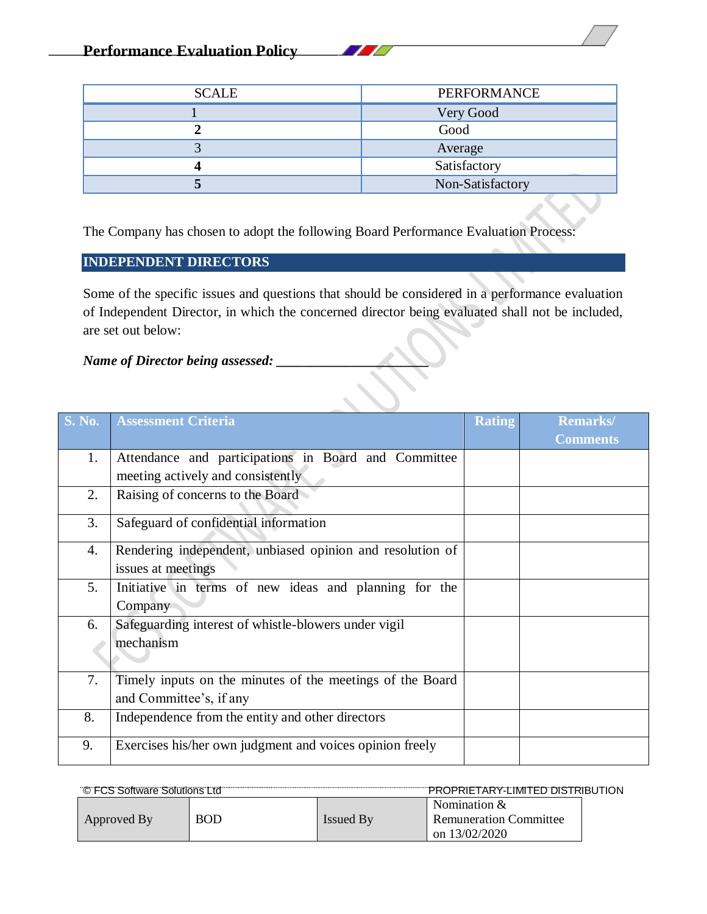| SCALE | PERFORMANCE |
|---|---|
| 1 | Very Good |
| **2** | Good |
| 3 | Average |
| **4** | Satisfactory |
| **5** | Non-Satisfactory |

The Company has chosen to adopt the following Board Performance Evaluation Process:

## INDEPENDENT DIRECTORS

Some of the specific issues and questions that should be considered in a performance evaluation of Independent Director, in which the concerned director being evaluated shall not be included, are set out below:

***Name of Director being assessed:* ______________________**

| S. No. | Assessment Criteria | Rating | Remarks/ Comments |
|---|---|---|---|
| 1. | Attendance and participations in Board and Committee meeting actively and consistently | | |
| 2. | Raising of concerns to the Board | | |
| 3. | Safeguard of confidential information | | |
| 4. | Rendering independent, unbiased opinion and resolution of issues at meetings | | |
| 5. | Initiative in terms of new ideas and planning for the Company | | |
| 6. | Safeguarding interest of whistle-blowers under vigil mechanism | | |
| 7. | Timely inputs on the minutes of the meetings of the Board and Committee's, if any | | |
| 8. | Independence from the entity and other directors | | |
| 9. | Exercises his/her own judgment and voices opinion freely | | |

| | | | |
|---|---|---|---|
| Approved By | BOD | Issued By | Nomination & Remuneration Committee on 13/02/2020 |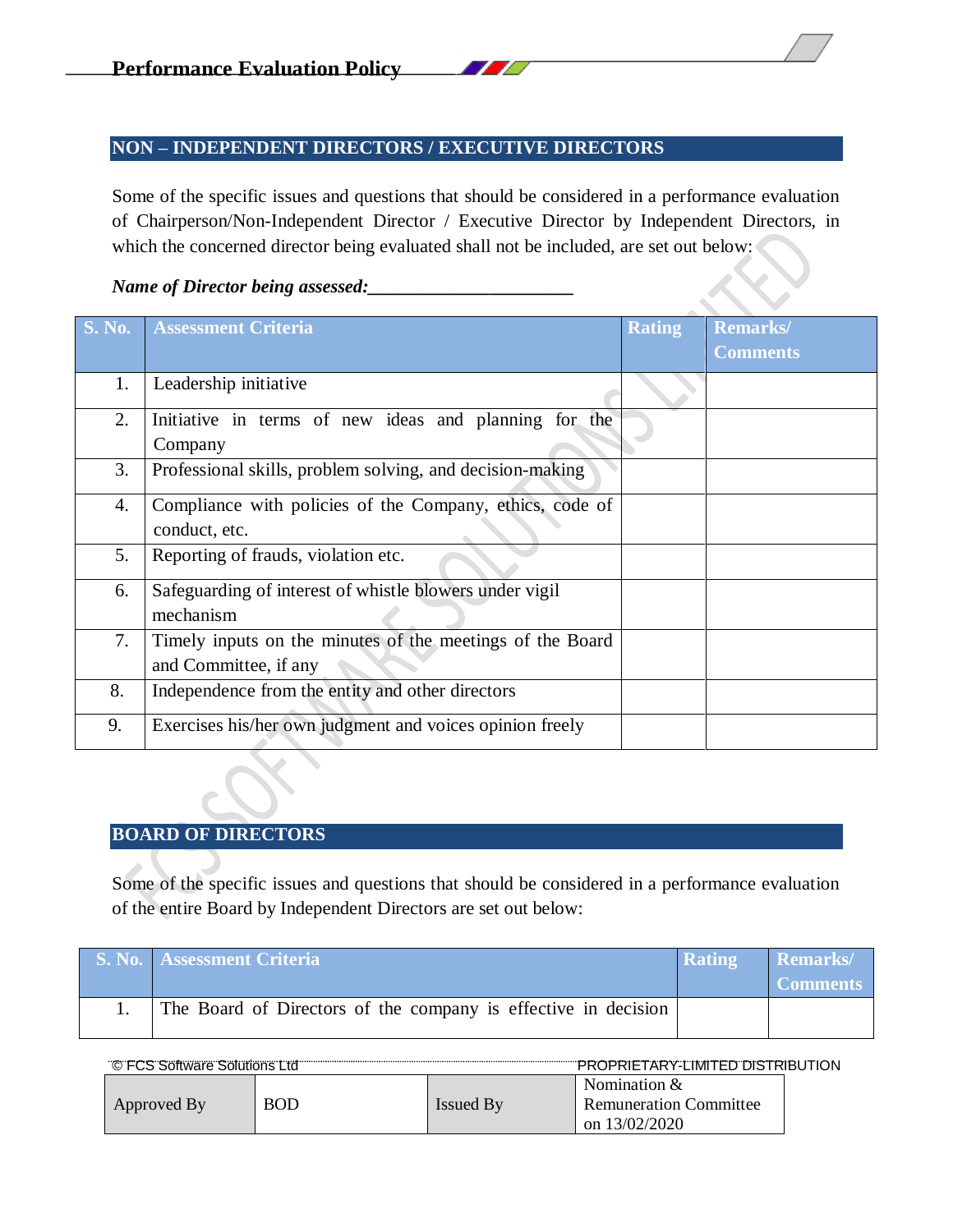## NON – INDEPENDENT DIRECTORS / EXECUTIVE DIRECTORS

Some of the specific issues and questions that should be considered in a performance evaluation of Chairperson/Non-Independent Director / Executive Director by Independent Directors, in which the concerned director being evaluated shall not be included, are set out below:

***Name of Director being assessed:______________________***

| S. No. | Assessment Criteria | Rating | Remarks/ Comments |
|---|---|---|---|
| 1. | Leadership initiative | | |
| 2. | Initiative in terms of new ideas and planning for the Company | | |
| 3. | Professional skills, problem solving, and decision-making | | |
| 4. | Compliance with policies of the Company, ethics, code of conduct, etc. | | |
| 5. | Reporting of frauds, violation etc. | | |
| 6. | Safeguarding of interest of whistle blowers under vigil mechanism | | |
| 7. | Timely inputs on the minutes of the meetings of the Board and Committee, if any | | |
| 8. | Independence from the entity and other directors | | |
| 9. | Exercises his/her own judgment and voices opinion freely | | |

## BOARD OF DIRECTORS

Some of the specific issues and questions that should be considered in a performance evaluation of the entire Board by Independent Directors are set out below:

| S. No. | Assessment Criteria | Rating | Remarks/ Comments |
|---|---|---|---|
| 1. | The Board of Directors of the company is effective in decision | | |

| Approved By | BOD | Issued By | Nomination & Remuneration Committee on 13/02/2020 |
|---|---|---|---|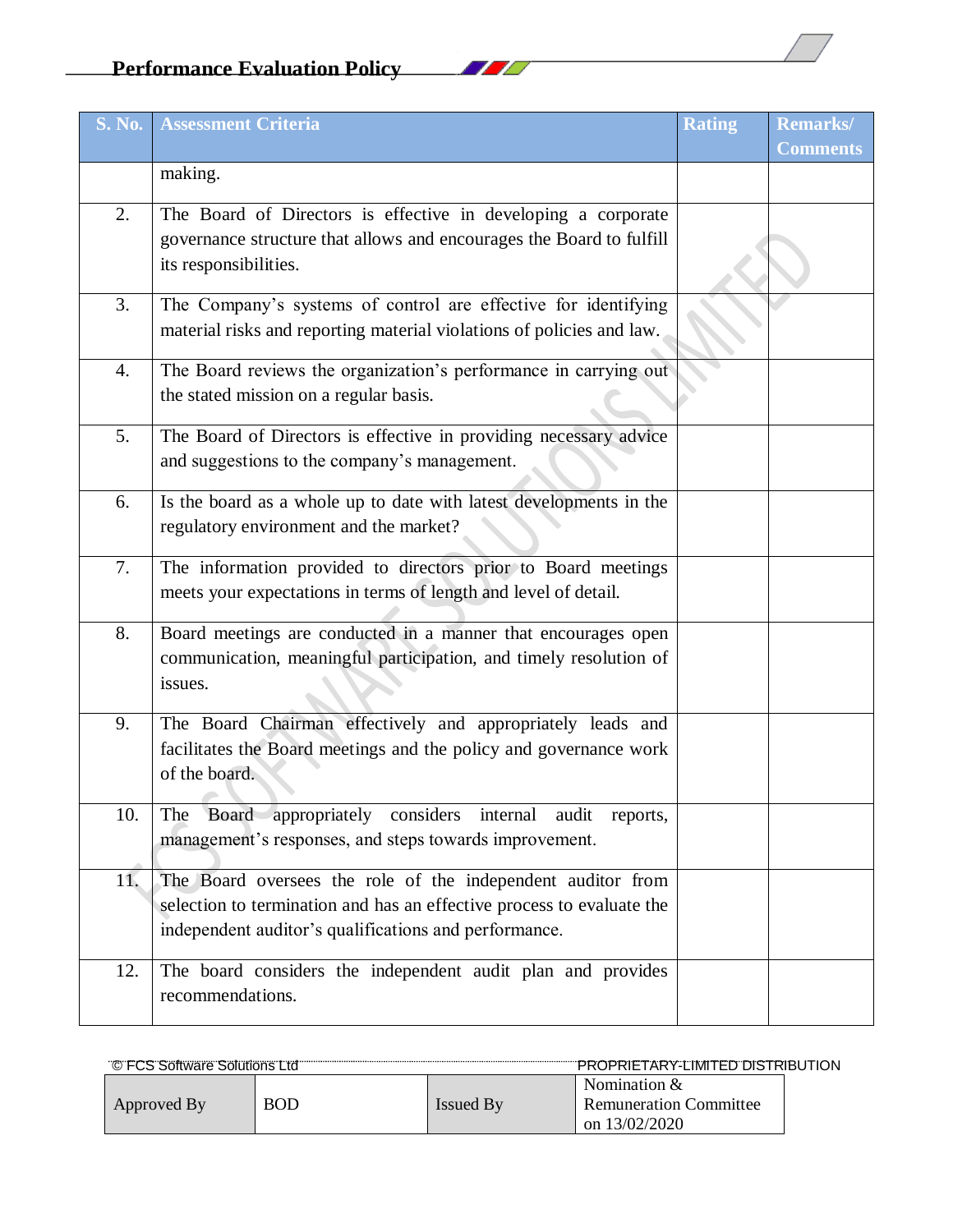| S. No. | Assessment Criteria | Rating | Remarks/ Comments |
|---|---|---|---|
| | making. | | |
| 2. | The Board of Directors is effective in developing a corporate governance structure that allows and encourages the Board to fulfill its responsibilities. | | |
| 3. | The Company's systems of control are effective for identifying material risks and reporting material violations of policies and law. | | |
| 4. | The Board reviews the organization's performance in carrying out the stated mission on a regular basis. | | |
| 5. | The Board of Directors is effective in providing necessary advice and suggestions to the company's management. | | |
| 6. | Is the board as a whole up to date with latest developments in the regulatory environment and the market? | | |
| 7. | The information provided to directors prior to Board meetings meets your expectations in terms of length and level of detail. | | |
| 8. | Board meetings are conducted in a manner that encourages open communication, meaningful participation, and timely resolution of issues. | | |
| 9. | The Board Chairman effectively and appropriately leads and facilitates the Board meetings and the policy and governance work of the board. | | |
| 10. | The Board appropriately considers internal audit reports, management's responses, and steps towards improvement. | | |
| 11. | The Board oversees the role of the independent auditor from selection to termination and has an effective process to evaluate the independent auditor's qualifications and performance. | | |
| 12. | The board considers the independent audit plan and provides recommendations. | | |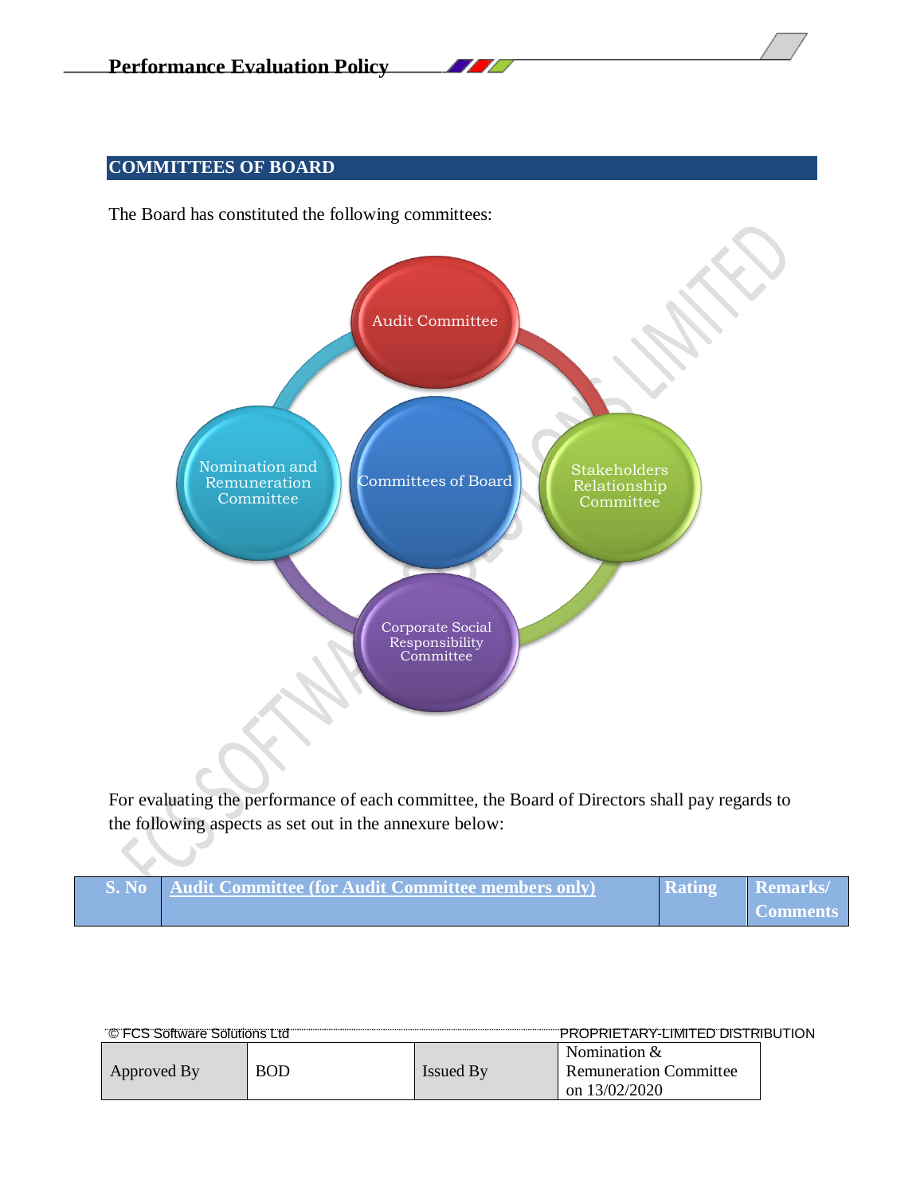## COMMITTEES OF BOARD

The Board has constituted the following committees:

- Audit Committee
- Stakeholders Relationship Committee
- Corporate Social Responsibility Committee
- Nomination and Remuneration Committee

For evaluating the performance of each committee, the Board of Directors shall pay regards to the following aspects as set out in the annexure below:

| S. No | Audit Committee (for Audit Committee members only) | Rating | Remarks/ Comments |
|---|---|---|---|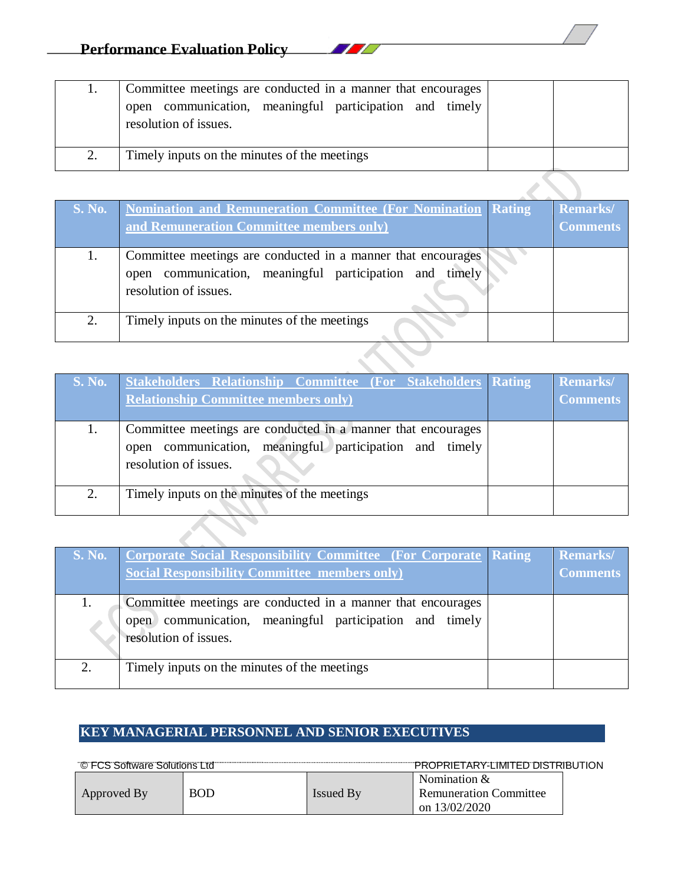| | | | |
|---|---|---|---|
| 1. | Committee meetings are conducted in a manner that encourages open communication, meaningful participation and timely resolution of issues. | | |
| 2. | Timely inputs on the minutes of the meetings | | |

| S. No. | Nomination and Remuneration Committee (For Nomination and Remuneration Committee members only) | Rating | Remarks/ Comments |
|---|---|---|---|
| 1. | Committee meetings are conducted in a manner that encourages open communication, meaningful participation and timely resolution of issues. | | |
| 2. | Timely inputs on the minutes of the meetings | | |

| S. No. | Stakeholders Relationship Committee (For Stakeholders Relationship Committee members only) | Rating | Remarks/ Comments |
|---|---|---|---|
| 1. | Committee meetings are conducted in a manner that encourages open communication, meaningful participation and timely resolution of issues. | | |
| 2. | Timely inputs on the minutes of the meetings | | |

| S. No. | Corporate Social Responsibility Committee (For Corporate Social Responsibility Committee members only) | Rating | Remarks/ Comments |
|---|---|---|---|
| 1. | Committee meetings are conducted in a manner that encourages open communication, meaningful participation and timely resolution of issues. | | |
| 2. | Timely inputs on the minutes of the meetings | | |

## KEY MANAGERIAL PERSONNEL AND SENIOR EXECUTIVES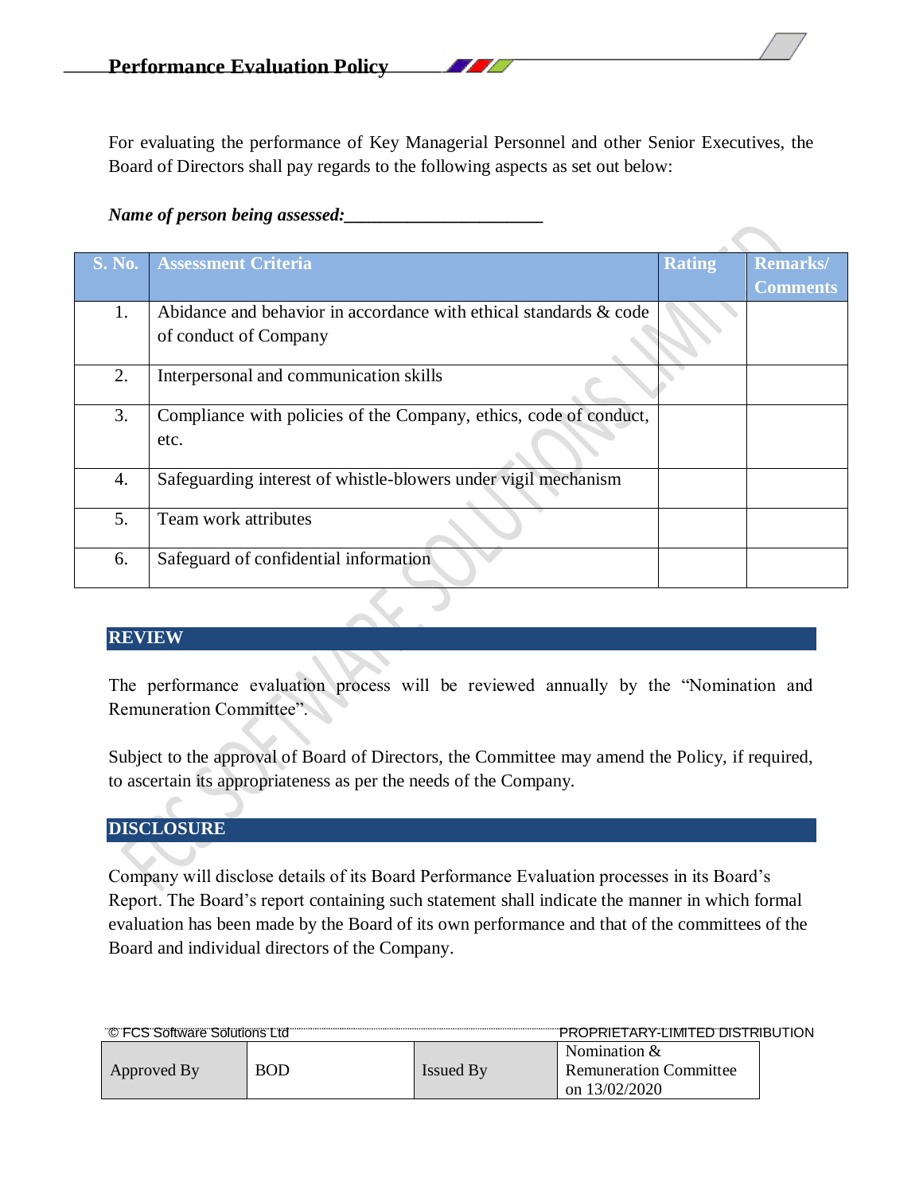For evaluating the performance of Key Managerial Personnel and other Senior Executives, the Board of Directors shall pay regards to the following aspects as set out below:

***Name of person being assessed:_____________________***

| S. No. | Assessment Criteria | Rating | Remarks/ Comments |
|---|---|---|---|
| 1. | Abidance and behavior in accordance with ethical standards & code of conduct of Company | | |
| 2. | Interpersonal and communication skills | | |
| 3. | Compliance with policies of the Company, ethics, code of conduct, etc. | | |
| 4. | Safeguarding interest of whistle-blowers under vigil mechanism | | |
| 5. | Team work attributes | | |
| 6. | Safeguard of confidential information | | |

## REVIEW

The performance evaluation process will be reviewed annually by the "Nomination and Remuneration Committee".

Subject to the approval of Board of Directors, the Committee may amend the Policy, if required, to ascertain its appropriateness as per the needs of the Company.

## DISCLOSURE

Company will disclose details of its Board Performance Evaluation processes in its Board's Report. The Board's report containing such statement shall indicate the manner in which formal evaluation has been made by the Board of its own performance and that of the committees of the Board and individual directors of the Company.

| | | | |
|---|---|---|---|
| Approved By | BOD | Issued By | Nomination & Remuneration Committee on 13/02/2020 |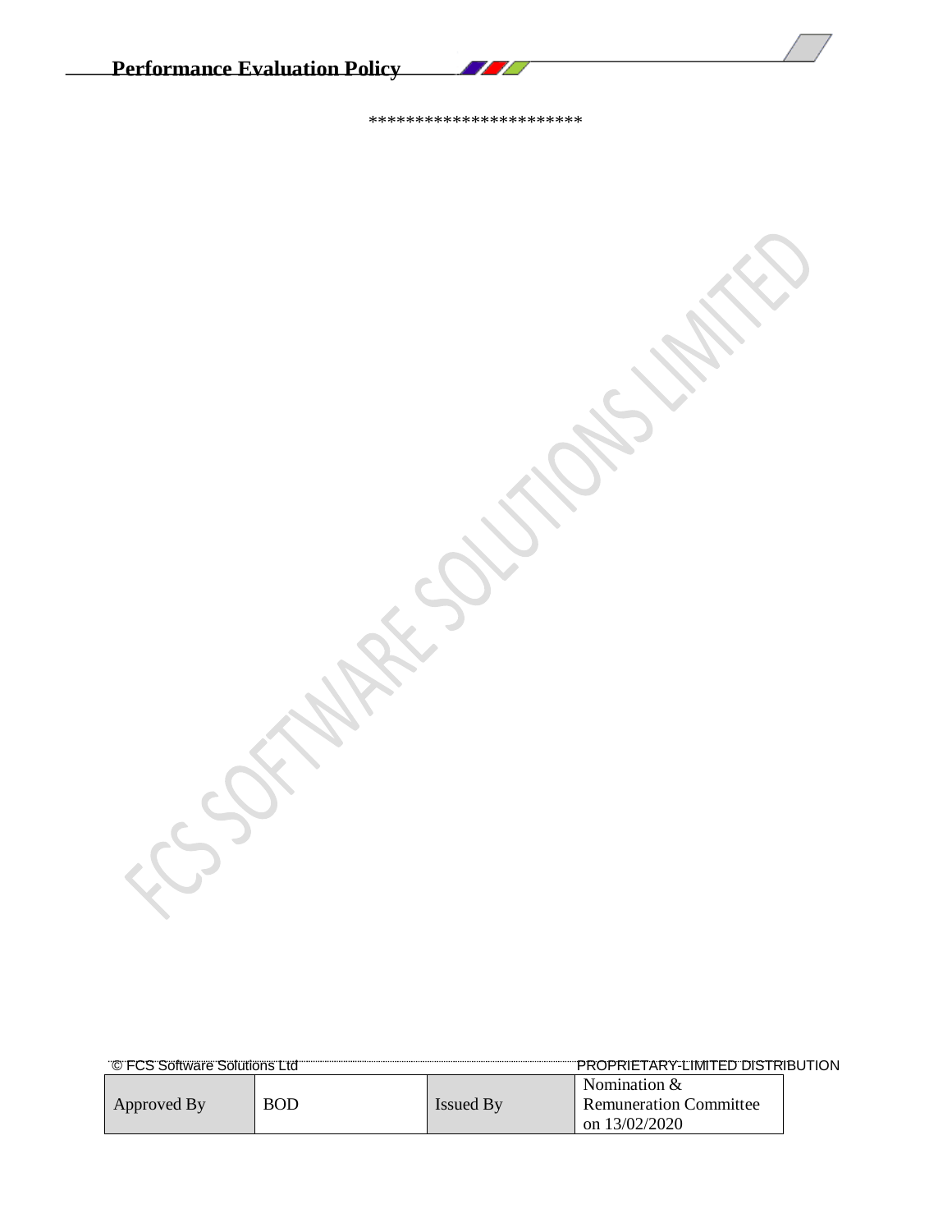**********************

| | | | |
|---|---|---|---|
| Approved By | BOD | Issued By | Nomination & Remuneration Committee on 13/02/2020 |